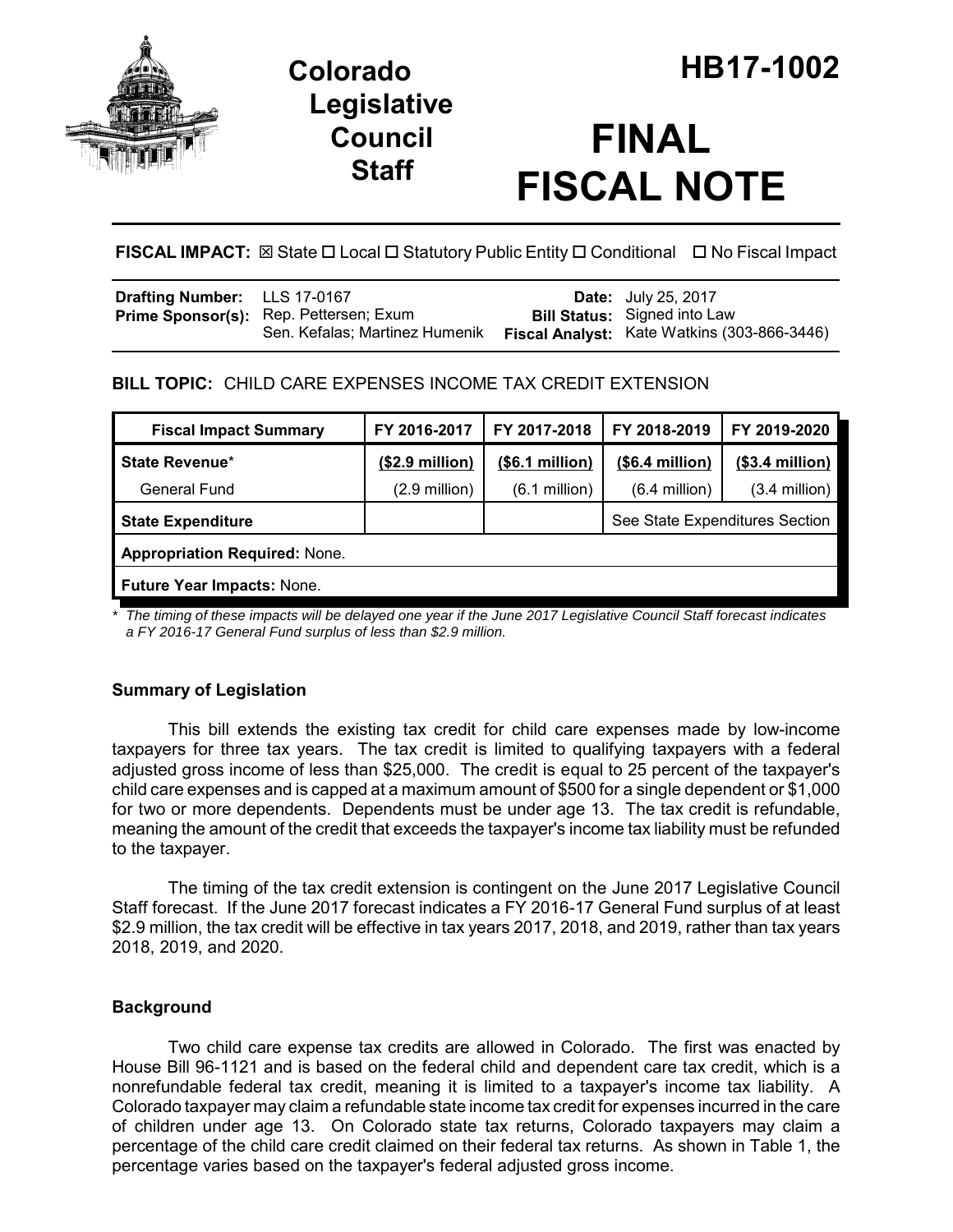# Colorado Legislative Council Staff

# HB17-1002

# FINAL FISCAL NOTE

**FISCAL IMPACT:** ☒ State ☐ Local ☐ Statutory Public Entity ☐ Conditional ☐ No Fiscal Impact

| | | | |
|---|---|---|---|
| **Drafting Number:** | LLS 17-0167 | **Date:** | July 25, 2017 |
| **Prime Sponsor(s):** | Rep. Pettersen; Exum<br>Sen. Kefalas; Martinez Humenik | **Bill Status:** | Signed into Law |
| | | **Fiscal Analyst:** | Kate Watkins (303-866-3446) |

**BILL TOPIC:** CHILD CARE EXPENSES INCOME TAX CREDIT EXTENSION

| Fiscal Impact Summary | FY 2016-2017 | FY 2017-2018 | FY 2018-2019 | FY 2019-2020 |
|---|---|---|---|---|
| **State Revenue*** | **($2.9 million)** | **($6.1 million)** | **($6.4 million)** | **($3.4 million)** |
| General Fund | (2.9 million) | (6.1 million) | (6.4 million) | (3.4 million) |
| **State Expenditure** | | | See State Expenditures Section | |
| **Appropriation Required:** None. | | | | |
| **Future Year Impacts:** None. | | | | |

*\* The timing of these impacts will be delayed one year if the June 2017 Legislative Council Staff forecast indicates a FY 2016-17 General Fund surplus of less than $2.9 million.*

### Summary of Legislation

This bill extends the existing tax credit for child care expenses made by low-income taxpayers for three tax years. The tax credit is limited to qualifying taxpayers with a federal adjusted gross income of less than $25,000. The credit is equal to 25 percent of the taxpayer's child care expenses and is capped at a maximum amount of $500 for a single dependent or $1,000 for two or more dependents. Dependents must be under age 13. The tax credit is refundable, meaning the amount of the credit that exceeds the taxpayer's income tax liability must be refunded to the taxpayer.

The timing of the tax credit extension is contingent on the June 2017 Legislative Council Staff forecast. If the June 2017 forecast indicates a FY 2016-17 General Fund surplus of at least $2.9 million, the tax credit will be effective in tax years 2017, 2018, and 2019, rather than tax years 2018, 2019, and 2020.

### Background

Two child care expense tax credits are allowed in Colorado. The first was enacted by House Bill 96-1121 and is based on the federal child and dependent care tax credit, which is a nonrefundable federal tax credit, meaning it is limited to a taxpayer's income tax liability. A Colorado taxpayer may claim a refundable state income tax credit for expenses incurred in the care of children under age 13. On Colorado state tax returns, Colorado taxpayers may claim a percentage of the child care credit claimed on their federal tax returns. As shown in Table 1, the percentage varies based on the taxpayer's federal adjusted gross income.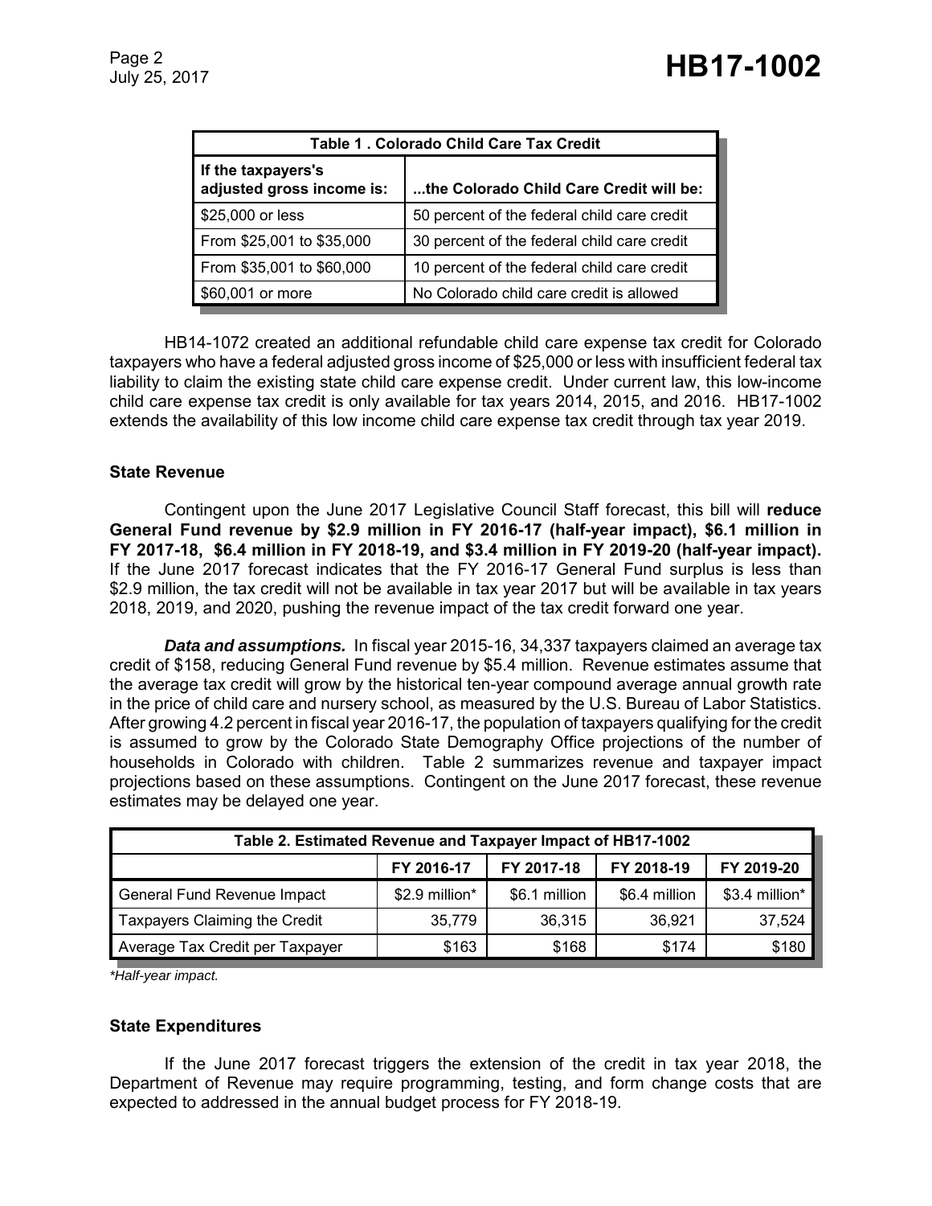| Table 1 . Colorado Child Care Tax Credit | |
|---|---|
| If the taxpayers's adjusted gross income is: | ...the Colorado Child Care Credit will be: |
| $25,000 or less | 50 percent of the federal child care credit |
| From $25,001 to $35,000 | 30 percent of the federal child care credit |
| From $35,001 to $60,000 | 10 percent of the federal child care credit |
| $60,001 or more | No Colorado child care credit is allowed |

HB14-1072 created an additional refundable child care expense tax credit for Colorado taxpayers who have a federal adjusted gross income of $25,000 or less with insufficient federal tax liability to claim the existing state child care expense credit. Under current law, this low-income child care expense tax credit is only available for tax years 2014, 2015, and 2016. HB17-1002 extends the availability of this low income child care expense tax credit through tax year 2019.

### State Revenue

Contingent upon the June 2017 Legislative Council Staff forecast, this bill will **reduce General Fund revenue by $2.9 million in FY 2016-17 (half-year impact), $6.1 million in FY 2017-18, $6.4 million in FY 2018-19, and $3.4 million in FY 2019-20 (half-year impact).** If the June 2017 forecast indicates that the FY 2016-17 General Fund surplus is less than $2.9 million, the tax credit will not be available in tax year 2017 but will be available in tax years 2018, 2019, and 2020, pushing the revenue impact of the tax credit forward one year.

***Data and assumptions.*** In fiscal year 2015-16, 34,337 taxpayers claimed an average tax credit of $158, reducing General Fund revenue by $5.4 million. Revenue estimates assume that the average tax credit will grow by the historical ten-year compound average annual growth rate in the price of child care and nursery school, as measured by the U.S. Bureau of Labor Statistics. After growing 4.2 percent in fiscal year 2016-17, the population of taxpayers qualifying for the credit is assumed to grow by the Colorado State Demography Office projections of the number of households in Colorado with children. Table 2 summarizes revenue and taxpayer impact projections based on these assumptions. Contingent on the June 2017 forecast, these revenue estimates may be delayed one year.

| Table 2. Estimated Revenue and Taxpayer Impact of HB17-1002 | | | | |
|---|---|---|---|---|
| | FY 2016-17 | FY 2017-18 | FY 2018-19 | FY 2019-20 |
| General Fund Revenue Impact | $2.9 million* | $6.1 million | $6.4 million | $3.4 million* |
| Taxpayers Claiming the Credit | 35,779 | 36,315 | 36,921 | 37,524 |
| Average Tax Credit per Taxpayer | $163 | $168 | $174 | $180 |

*\*Half-year impact.*

### State Expenditures

If the June 2017 forecast triggers the extension of the credit in tax year 2018, the Department of Revenue may require programming, testing, and form change costs that are expected to addressed in the annual budget process for FY 2018-19.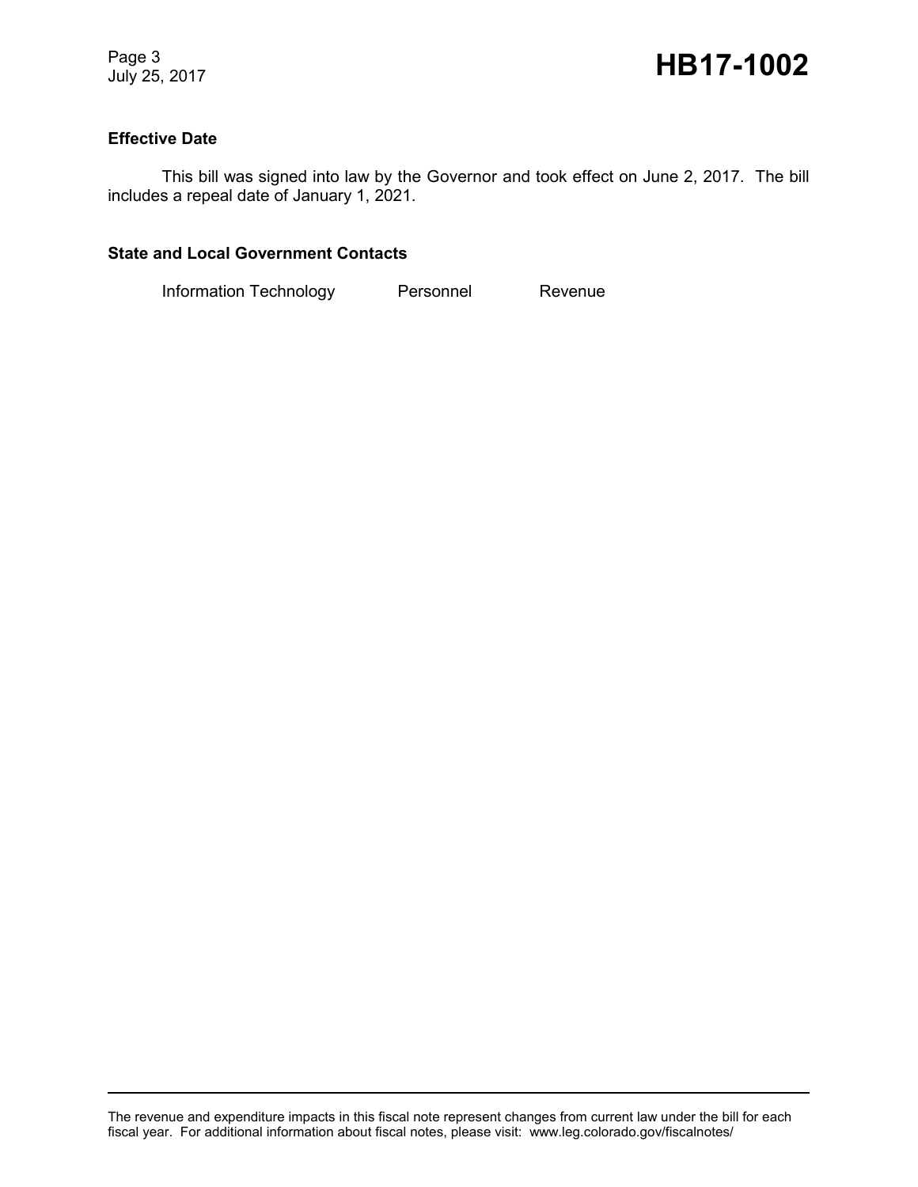## Effective Date

This bill was signed into law by the Governor and took effect on June 2, 2017. The bill includes a repeal date of January 1, 2021.

## State and Local Government Contacts

Information Technology Personnel Revenue

The revenue and expenditure impacts in this fiscal note represent changes from current law under the bill for each fiscal year. For additional information about fiscal notes, please visit: www.leg.colorado.gov/fiscalnotes/